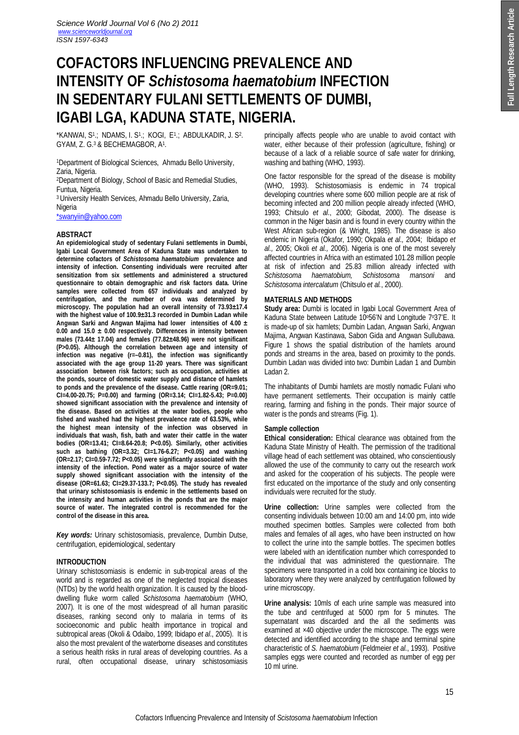# COFACTORS INFLUENCING PREVALENCE AND INTENSITY OF *Schistosoma haematobium* INFECTION IN SEDENTARY FULANI SETTLEMENTS OF DUMBI, IGABI LGA, KADUNA STATE, NIGERIA.

*KANWAI, S[1].; NDAMS, I. S[1].; KOGI, E[1].; ABDULKADIR, J. S[2]. GYAM, Z. G.[3] & BECHEMAGBOR, A[1].

[1]Department of Biological Sciences, Ahmadu Bello University, Zaria, Nigeria.
[2]Department of Biology, School of Basic and Remedial Studies, Funtua, Nigeria.
[3]University Health Services, Ahmadu Bello University, Zaria, Nigeria
*swanyiin@yahoo.com

## ABSTRACT

**An epidemiological study of sedentary Fulani settlements in Dumbi, Igabi Local Government Area of Kaduna State was undertaken to determine cofactors of *Schistosoma haematobium* prevalence and intensity of infection. Consenting individuals were recruited after sensitization from six settlements and administered a structured questionnaire to obtain demographic and risk factors data. Urine samples were collected from 657 individuals and analyzed by centrifugation, and the number of ova was determined by microscopy. The population had an overall intensity of 73.93±17.4 with the highest value of 100.9±31.3 recorded in Dumbin Ladan while Angwan Sarki and Angwan Majima had lower intensities of 4.00 ± 0.00 and 15.0 ± 0.00 respectively. Differences in intensity between males (73.44± 17.04) and females (77.82±48.96) were not significant (P>0.05). Although the correlation between age and intensity of infection was negative (r=–0.81), the infection was significantly associated with the age group 11-20 years. There was significant association between risk factors; such as occupation, activities at the ponds, source of domestic water supply and distance of hamlets to ponds and the prevalence of the disease. Cattle rearing (OR=9.01; CI=4.00-20.75; P=0.00) and farming (OR=3.14; CI=1.82-5.43; P=0.00) showed significant association with the prevalence and intensity of the disease. Based on activities at the water bodies, people who fished and washed had the highest prevalence rate of 63.53%, while the highest mean intensity of the infection was observed in individuals that wash, fish, bath and water their cattle in the water bodies (OR=13.41; CI=8.64-20.8; P<0.05). Similarly, other activities such as bathing (OR=3.32; CI=1.76-6.27; P<0.05) and washing (OR=2.17; CI=0.59-7.72; P<0.05) were significantly associated with the intensity of the infection. Pond water as a major source of water supply showed significant association with the intensity of the disease (OR=61.63; CI=29.37-133.7; P<0.05). The study has revealed that urinary schistosomiasis is endemic in the settlements based on the intensity and human activities in the ponds that are the major source of water. The integrated control is recommended for the control of the disease in this area.**

***Key words:*** Urinary schistosomiasis, prevalence, Dumbin Dutse, centrifugation, epidemiological, sedentary

## INTRODUCTION

Urinary schistosomiasis is endemic in sub-tropical areas of the world and is regarded as one of the neglected tropical diseases (NTDs) by the world health organization. It is caused by the blood-dwelling fluke worm called *Schistosoma haematobium* (WHO, 2007). It is one of the most widespread of all human parasitic diseases, ranking second only to malaria in terms of its socioeconomic and public health importance in tropical and subtropical areas (Okoli & Odaibo, 1999; Ibidapo *et al*., 2005). It is also the most prevalent of the waterborne diseases and constitutes a serious health risks in rural areas of developing countries. As a rural, often occupational disease, urinary schistosomiasis principally affects people who are unable to avoid contact with water, either because of their profession (agriculture, fishing) or because of a lack of a reliable source of safe water for drinking, washing and bathing (WHO, 1993).

One factor responsible for the spread of the disease is mobility (WHO, 1993). Schistosomiasis is endemic in 74 tropical developing countries where some 600 million people are at risk of becoming infected and 200 million people already infected (WHO, 1993; Chitsulo *et al*., 2000; Gibodat, 2000). The disease is common in the Niger basin and is found in every country within the West African sub-region (& Wright, 1985). The disease is also endemic in Nigeria (Okafor, 1990; Okpala *et al.,* 2004; Ibidapo *et al.,* 2005; Okoli *et al.,* 2006). Nigeria is one of the most severely affected countries in Africa with an estimated 101.28 million people at risk of infection and 25.83 million already infected with *Schistosoma haematobium, Schistosoma mansoni* and *Schistosoma intercalatum* (Chitsulo *et al.*, 2000).

## MATERIALS AND METHODS

**Study area:** Dumbi is located in Igabi Local Government Area of Kaduna State between Latitude 10°56'N and Longitude 7°37'E. It is made-up of six hamlets; Dumbin Ladan, Angwan Sarki, Angwan Majima, Angwan Kastinawa, Sabon Gida and Angwan Sullubawa. Figure 1 shows the spatial distribution of the hamlets around ponds and streams in the area, based on proximity to the ponds. Dumbin Ladan was divided into two: Dumbin Ladan 1 and Dumbin Ladan 2.

The inhabitants of Dumbi hamlets are mostly nomadic Fulani who have permanent settlements. Their occupation is mainly cattle rearing, farming and fishing in the ponds. Their major source of water is the ponds and streams (Fig. 1).

### Sample collection

**Ethical consideration:** Ethical clearance was obtained from the Kaduna State Ministry of Health. The permission of the traditional village head of each settlement was obtained, who conscientiously allowed the use of the community to carry out the research work and asked for the cooperation of his subjects. The people were first educated on the importance of the study and only consenting individuals were recruited for the study.

**Urine collection:** Urine samples were collected from the consenting individuals between 10:00 am and 14:00 pm, into wide mouthed specimen bottles. Samples were collected from both males and females of all ages, who have been instructed on how to collect the urine into the sample bottles. The specimen bottles were labeled with an identification number which corresponded to the individual that was administered the questionnaire. The specimens were transported in a cold box containing ice blocks to laboratory where they were analyzed by centrifugation followed by urine microscopy.

**Urine analysis:** 10mls of each urine sample was measured into the tube and centrifuged at 5000 rpm for 5 minutes. The supernatant was discarded and the all the sediments was examined at ×40 objective under the microscope. The eggs were detected and identified according to the shape and terminal spine characteristic of *S. haematobium* (Feldmeier *et al*., 1993). Positive samples eggs were counted and recorded as number of egg per 10 ml urine.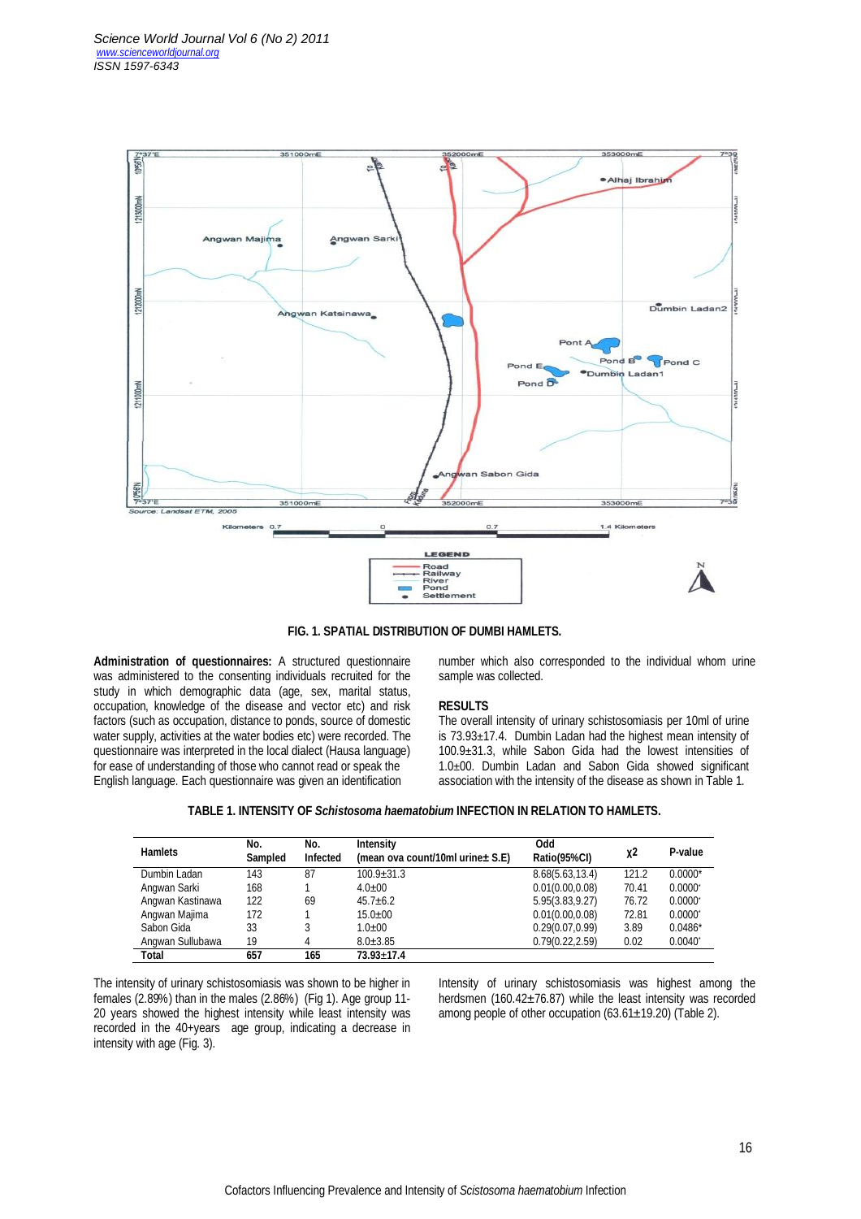Angwan Majima

Angwan Sarki

Angwan Katsinawa

Alhaj Ibrahim

Dumbin Ladan2

Pont A

Pond B

Pond C

Pond E

Pond D

Dumbin Ladan1

Angwan Sabon Gida

Source: Landsat ETM, 2005

Kilometers 0.7 0 0.7 1.4 Kilometers

LEGEND

Road

Railway

River

Pond

Settlement

**FIG. 1. SPATIAL DISTRIBUTION OF DUMBI HAMLETS.**

**Administration of questionnaires:** A structured questionnaire was administered to the consenting individuals recruited for the study in which demographic data (age, sex, marital status, occupation, knowledge of the disease and vector etc) and risk factors (such as occupation, distance to ponds, source of domestic water supply, activities at the water bodies etc) were recorded. The questionnaire was interpreted in the local dialect (Hausa language) for ease of understanding of those who cannot read or speak the English language. Each questionnaire was given an identification number which also corresponded to the individual whom urine sample was collected.

## RESULTS

The overall intensity of urinary schistosomiasis per 10ml of urine is 73.93±17.4. Dumbin Ladan had the highest mean intensity of 100.9±31.3, while Sabon Gida had the lowest intensities of 1.0±00. Dumbin Ladan and Sabon Gida showed significant association with the intensity of the disease as shown in Table 1.

**TABLE 1. INTENSITY OF *Schistosoma haematobium* INFECTION IN RELATION TO HAMLETS.**

| Hamlets | No. Sampled | No. Infected | Intensity (mean ova count/10ml urine± S.E) | Odd Ratio(95%CI) | χ2 | P-value |
|---|---|---|---|---|---|---|
| Dumbin Ladan | 143 | 87 | 100.9±31.3 | 8.68(5.63,13.4) | 121.2 | 0.0000* |
| Angwan Sarki | 168 | 1 | 4.0±00 | 0.01(0.00,0.08) | 70.41 | 0.0000* |
| Angwan Kastinawa | 122 | 69 | 45.7±6.2 | 5.95(3.83,9.27) | 76.72 | 0.0000* |
| Angwan Majima | 172 | 1 | 15.0±00 | 0.01(0.00,0.08) | 72.81 | 0.0000* |
| Sabon Gida | 33 | 3 | 1.0±00 | 0.29(0.07,0.99) | 3.89 | 0.0486* |
| Angwan Sullubawa | 19 | 4 | 8.0±3.85 | 0.79(0.22,2.59) | 0.02 | 0.0040* |
| **Total** | **657** | **165** | **73.93±17.4** | | | |

The intensity of urinary schistosomiasis was shown to be higher in females (2.89%) than in the males (2.86%) (Fig 1). Age group 11-20 years showed the highest intensity while least intensity was recorded in the 40+years age group, indicating a decrease in intensity with age (Fig. 3).

Intensity of urinary schistosomiasis was highest among the herdsmen (160.42±76.87) while the least intensity was recorded among people of other occupation (63.61±19.20) (Table 2).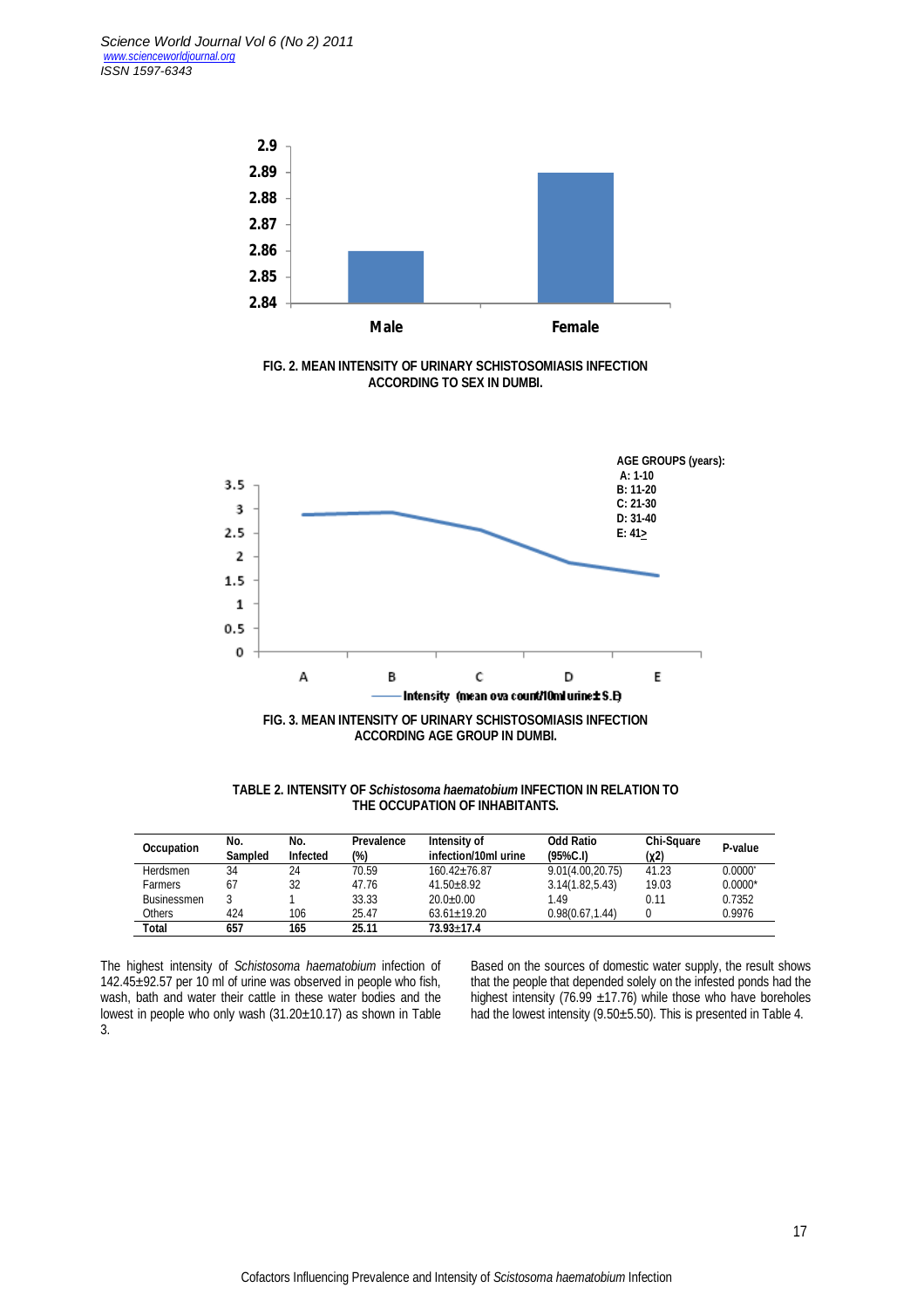2.9
2.89
2.88
2.87
2.86
2.85
2.84

Male
Female

**FIG. 2. MEAN INTENSITY OF URINARY SCHISTOSOMIASIS INFECTION ACCORDING TO SEX IN DUMBI.**

AGE GROUPS (years):
A: 1-10
B: 11-20
C: 21-30
D: 31-40
E: 41≥

3.5
3
2.5
2
1.5
1
0.5
0

A
B
C
D
E

Intensity (mean ova count/10ml urine± S.E)

**FIG. 3. MEAN INTENSITY OF URINARY SCHISTOSOMIASIS INFECTION ACCORDING AGE GROUP IN DUMBI.**

**TABLE 2. INTENSITY OF *Schistosoma haematobium* INFECTION IN RELATION TO THE OCCUPATION OF INHABITANTS.**

| Occupation | No. Sampled | No. Infected | Prevalence (%) | Intensity of infection/10ml urine | Odd Ratio (95%C.I) | Chi-Square ($\chi 2$) | P-value |
|---|---|---|---|---|---|---|---|
| Herdsmen | 34 | 24 | 70.59 | 160.42±76.87 | 9.01(4.00,20.75) | 41.23 | 0.0000* |
| Farmers | 67 | 32 | 47.76 | 41.50±8.92 | 3.14(1.82,5.43) | 19.03 | 0.0000* |
| Businessmen | 3 | 1 | 33.33 | 20.0±0.00 | 1.49 | 0.11 | 0.7352 |
| Others | 424 | 106 | 25.47 | 63.61±19.20 | 0.98(0.67,1.44) | 0 | 0.9976 |
| **Total** | **657** | **165** | **25.11** | **73.93±17.4** | | | |

The highest intensity of *Schistosoma haematobium* infection of 142.45±92.57 per 10 ml of urine was observed in people who fish, wash, bath and water their cattle in these water bodies and the lowest in people who only wash (31.20±10.17) as shown in Table 3.

Based on the sources of domestic water supply, the result shows that the people that depended solely on the infested ponds had the highest intensity (76.99 ±17.76) while those who have boreholes had the lowest intensity (9.50±5.50). This is presented in Table 4.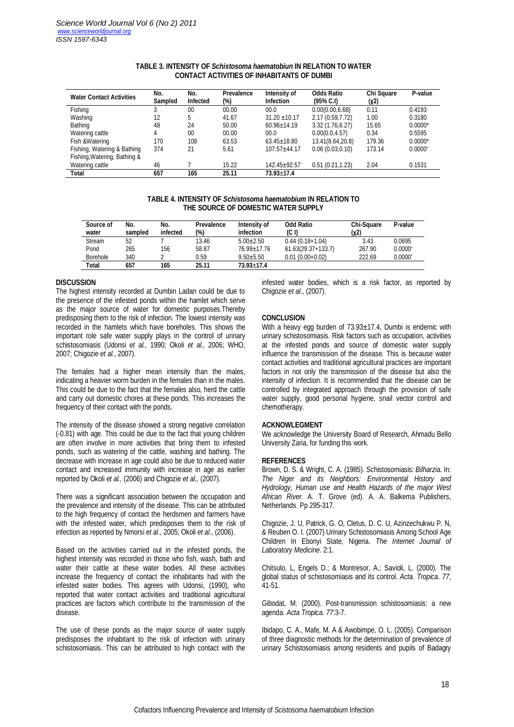**TABLE 3. INTENSITY OF *Schistosoma haematobiun* IN RELATION TO WATER CONTACT ACTIVITIES OF INHABITANTS OF DUMBI**

| Water Contact Activities | No. Sampled | No. Infected | Prevalence (%) | Intensity of Infection | Odds Ratio (95% C.I) | Chi Square ($\chi$2) | P-value |
|---|---|---|---|---|---|---|---|
| Fishing | 3 | 00 | 00.00 | 00.0 | 0.00(0.00,6.68) | 0.11 | 0.4193 |
| Washing | 12 | 5 | 41.67 | 31.20 ±10.17 | 2.17 (0.59,7.72) | 1.00 | 0.3180 |
| Bathing | 48 | 24 | 50.00 | 60.96±14.19 | 3.32 (1.76,6.27) | 15.65 | 0.0000* |
| Watering cattle | 4 | 00 | 00.00 | 00.0 | 0.00(0.0,4.57) | 0.34 | 0.5595 |
| Fish &Watering | 170 | 108 | 63.53 | 63.45±18.80 | 13.41(8.64,20.8) | 179.36 | 0.0000* |
| Fishing, Watering & Bathing | 374 | 21 | 5.61 | 107.57±44.17 | 0.06 (0.03,0.10) | 173.14 | 0.0000* |
| Fishing,Watering, Bathing & Watering cattle | 46 | 7 | 15.22 | 142.45±92.57 | 0.51 (0.21,1.23) | 2.04 | 0.1531 |
| **Total** | **657** | **165** | **25.11** | **73.93±17.4** | | | |

**TABLE 4. INTENSITY OF *Schistosoma haematobium* IN RELATION TO THE SOURCE OF DOMESTIC WATER SUPPLY**

| Source of water | No. sampled | No. infected | Prevalence (%) | Intensity of infection | Odd Ratio (C I) | Chi-Square ($\chi$2) | P-value |
|---|---|---|---|---|---|---|---|
| Stream | 52 | 7 | 13.46 | 5.00±2.50 | 0.44 (0.18+1.04) | 3.43 | 0.0695 |
| Pond | 265 | 156 | 58.87 | 76.99±17.76 | 61.63(29.37+133.7) | 267.90 | 0.0000* |
| Borehole | 340 | 2 | 0.59 | 9.50±5.50 | 0.01 (0.00+0.02) | 222.69 | 0.0000* |
| **Total** | **657** | **165** | **25.11** | **73.93±17.4** | | | |

## DISCUSSION

The highest intensity recorded at Dumbin Ladan could be due to the presence of the infested ponds within the hamlet which serve as the major source of water for domestic purposes.Thereby predisposing them to the risk of infection. The lowest intensity was recorded in the hamlets which have boreholes. This shows the important role safe water supply plays in the control of urinary schistosomiasis (Udonsi *et al.,* 1990; Okoli *et al.,* 2006; WHO, 2007; Chigozie *et al.*, 2007).

The females had a higher mean intensity than the males, indicating a heavier worm burden in the females than in the males. This could be due to the fact that the females also, herd the cattle and carry out domestic chores at these ponds. This increases the frequency of their contact with the ponds.

The intensity of the disease showed a strong negative correlation (-0.81) with age. This could be due to the fact that young children are often involve in more activities that bring them to infested ponds, such as watering of the cattle, washing and bathing. The decrease with increase in age could also be due to reduced water contact and increased immunity with increase in age as earlier reported by Okoli *et al.,* (2006) and Chigozie *et al.,* (2007).

There was a significant association between the occupation and the prevalence and intensity of the disease. This can be attributed to the high frequency of contact the herdsmen and farmers have with the infested water, which predisposes them to the risk of infection as reported by Nmorsi *et al*., 2005; Okoli *et al*., (2006).

Based on the activities carried out in the infested ponds, the highest intensity was recorded in those who fish, wash, bath and water their cattle at these water bodies. All these activities increase the frequency of contact the inhabitants had with the infested water bodies. This agrees with Udonsi, (1990), who reported that water contact activities and traditional agricultural practices are factors which contribute to the transmission of the disease.

The use of these ponds as the major source of water supply predisposes the inhabitant to the risk of infection with urinary schistosomiasis. This can be attributed to high contact with the infested water bodies, which is a risk factor, as reported by Chigozie *et al*., (2007).

## CONCLUSION

With a heavy egg burden of 73.93±17.4, Dumbi is endemic with urinary schistosomiasis. Risk factors such as occupation, activities at the infested ponds and source of domestic water supply influence the transmission of the disease. This is because water contact activities and traditional agricultural practices are important factors in not only the transmission of the disease but also the intensity of infection. It is recommended that the disease can be controlled by integrated approach through the provision of safe water supply, good personal hygiene, snail vector control and chemotherapy.

## ACKNOWLEGMENT

We acknowledge the University Board of Research, Ahmadu Bello University Zaria, for funding this work.

## REFERENCES

Brown, D. S. & Wright, C. A. (1985). Schistosomiasis*: Bilharzia.* In: *The Niger and its Neighbors: Environmental History and Hydrology, Human use and Health Hazards of the major West African River.* A. T. Grove (ed). A. A. Balkema Publishers, Netherlands. Pp 295-317.

Chigozie, J. U, Patrick, G. O, Cletus, D. C. U, Azinzechukwu P. N, & Reuben O. I. (2007) Urinary Schistosomiasis Among School Age Children In Ebonyi State, Nigeria. *The Internet Journal of Laboratory Medicine*. 2:1.

Chitsulo, L, Engels D.; & Montresor, A.; Savioli, L. (2000). The global status of schistosomiasis and its control. *Acta. Tropica*. *77*, 41-51.

Gibodat, M. (2000). Post-transmission schistosomiasis: a new agenda. *Acta Tropica*. *77*:3-7.

Ibidapo, C. A., Mafe, M. A & Awobimpe, O. L. (2005). Comparison of three diagnostic methods for the determination of prevalence of urinary Schistosomiasis among residents and pupils of Badagry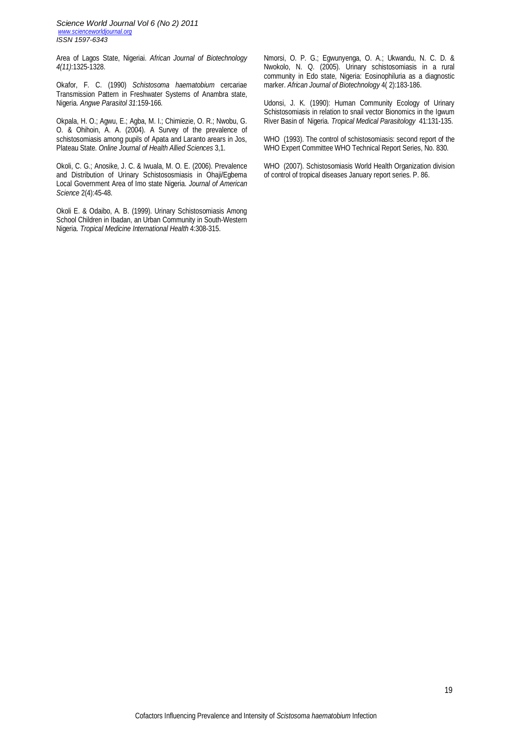Area of Lagos State, Nigeriai. *African Journal of Biotechnology 4(11)*:1325-1328.

Okafor, F. C. (1990) *Schistosoma haematobium* cercariae Transmission Pattern in Freshwater Systems of Anambra state, Nigeria. *Angwe Parasitol 31*:159-166.

Okpala, H. O.; Agwu, E.; Agba, M. I.; Chimiezie, O. R.; Nwobu, G. O. & Ohihoin, A. A. (2004). A Survey of the prevalence of schistosomiasis among pupils of Apata and Laranto arears in Jos, Plateau State. *Online Journal of Health Allied Sciences* 3,1.

Okoli, C. G.; Anosike, J. C. & Iwuala, M. O. E. (2006). Prevalence and Distribution of Urinary Schistososmiasis in Ohaji/Egbema Local Government Area of Imo state Nigeria. *Journal of American Science* 2(4):45-48.

Okoli E. & Odaibo, A. B. (1999). Urinary Schistosomiasis Among School Children in Ibadan, an Urban Community in South-Western Nigeria. *Tropical Medicine International Health* 4:308-315.

Nmorsi, O. P. G.; Egwunyenga, O. A.; Ukwandu, N. C. D. & Nwokolo, N. Q. (2005). Urinary schistosomiasis in a rural community in Edo state, Nigeria: Eosinophiluria as a diagnostic marker. *African Journal of Biotechnology* 4( 2):183-186.

Udonsi, J. K. (1990): Human Community Ecology of Urinary Schistosomiasis in relation to snail vector Bionomics in the Igwum River Basin of Nigeria. *Tropical Medical Parasitology* 41:131-135.

WHO (1993). The control of schistosomiasis: second report of the WHO Expert Committee WHO Technical Report Series, No. 830.

WHO (2007). Schistosomiasis World Health Organization division of control of tropical diseases January report series. P. 86.